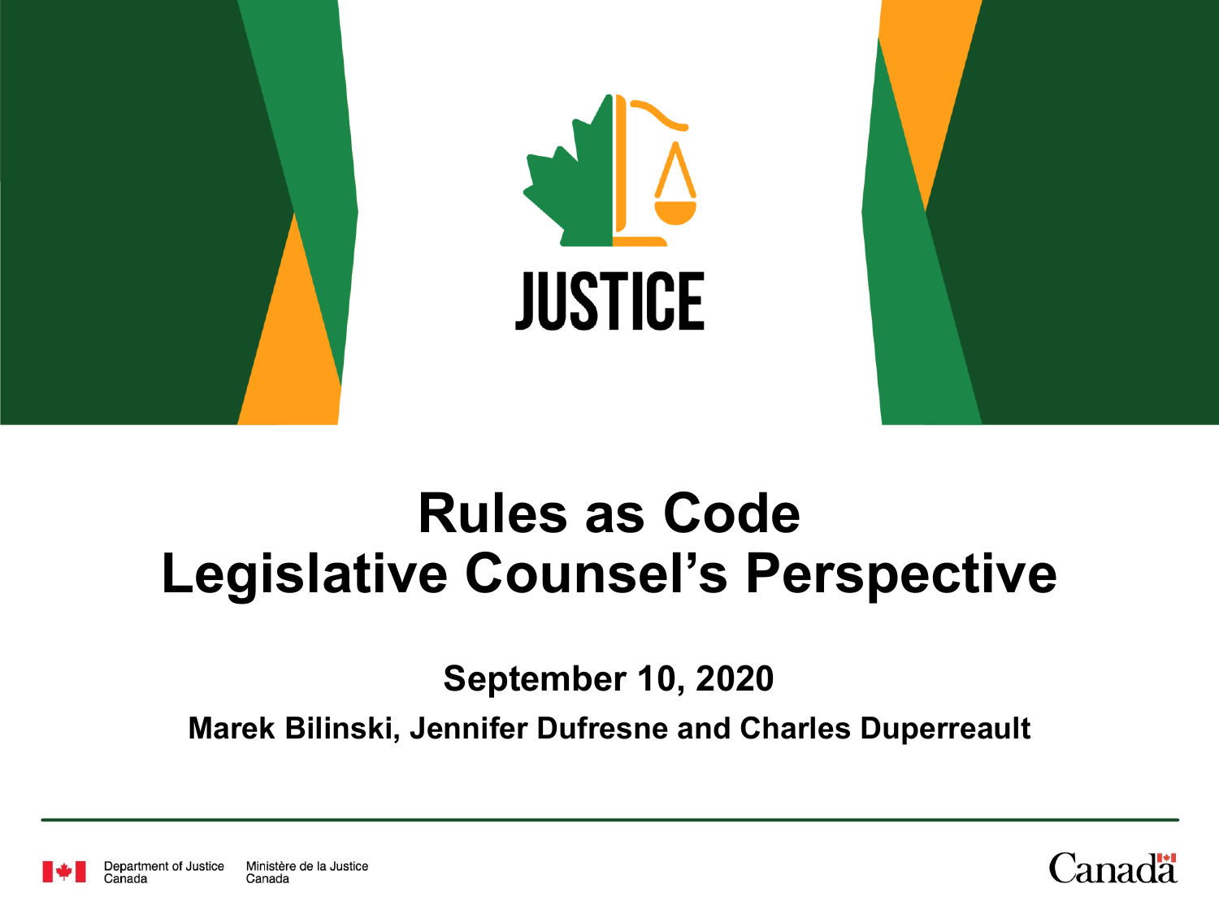JUSTICE

# Rules as Code
# Legislative Counsel's Perspective

**September 10, 2020**

**Marek Bilinski, Jennifer Dufresne and Charles Duperreault**

Department of Justice Canada | Ministère de la Justice Canada

Canada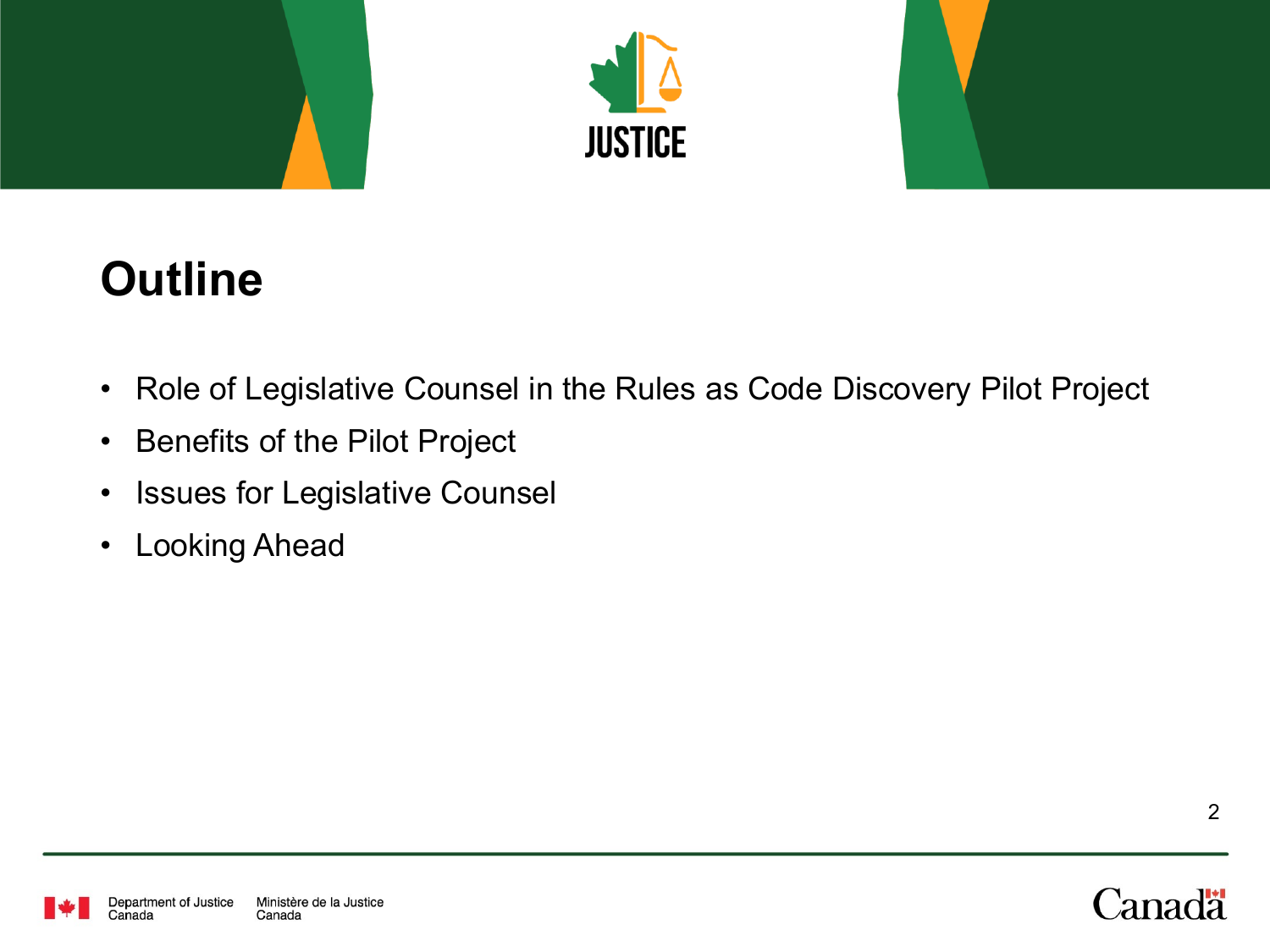# Outline

- Role of Legislative Counsel in the Rules as Code Discovery Pilot Project
- Benefits of the Pilot Project
- Issues for Legislative Counsel
- Looking Ahead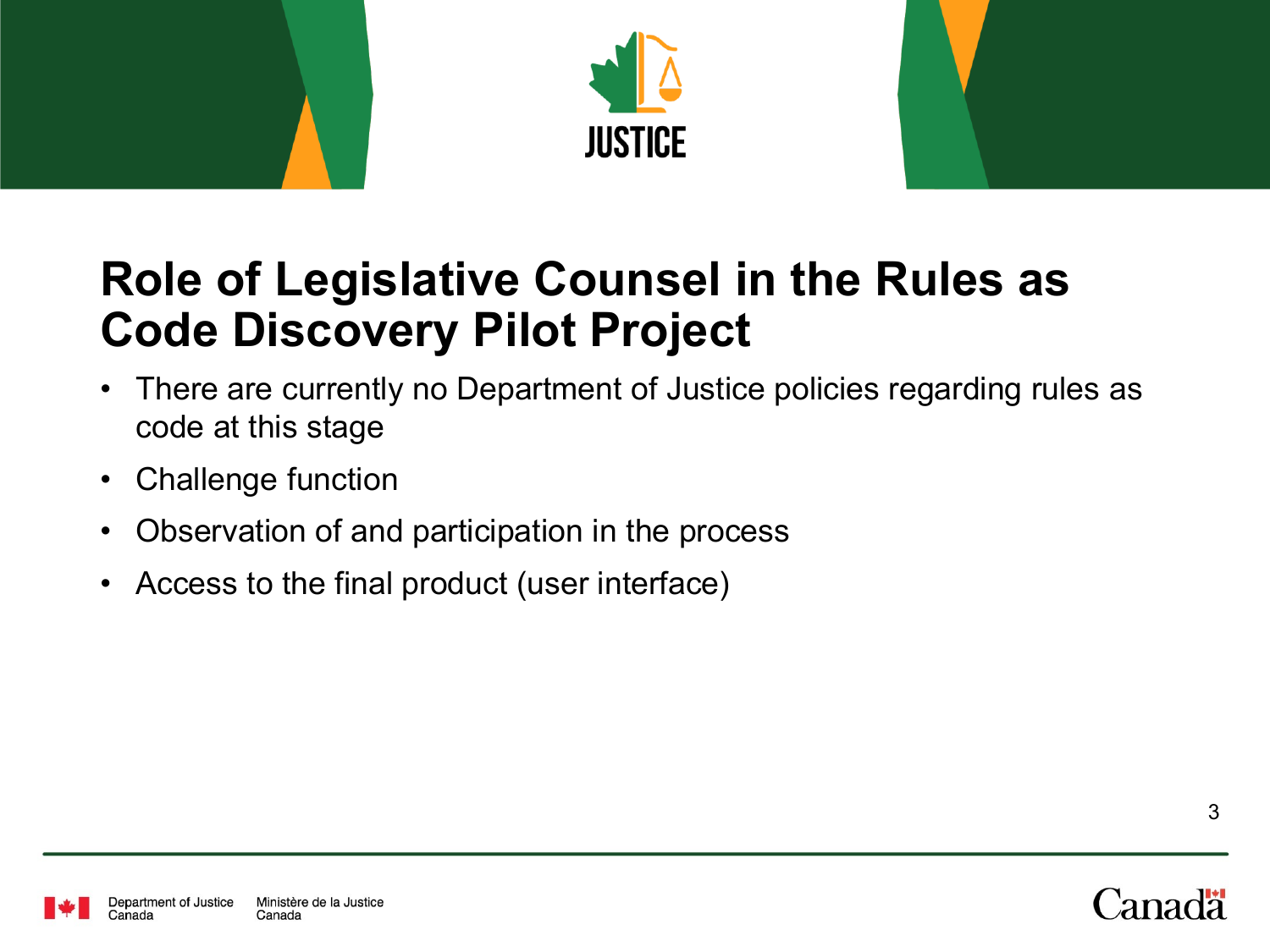# Role of Legislative Counsel in the Rules as Code Discovery Pilot Project

- There are currently no Department of Justice policies regarding rules as code at this stage
- Challenge function
- Observation of and participation in the process
- Access to the final product (user interface)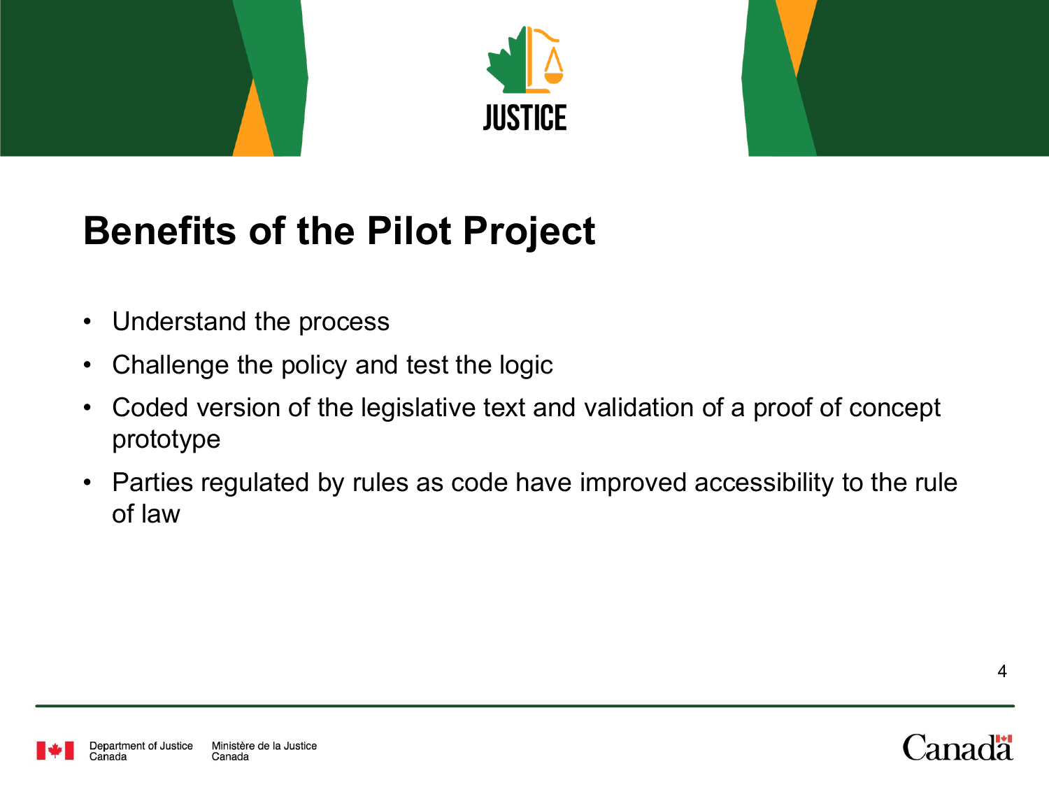# Benefits of the Pilot Project

- Understand the process
- Challenge the policy and test the logic
- Coded version of the legislative text and validation of a proof of concept prototype
- Parties regulated by rules as code have improved accessibility to the rule of law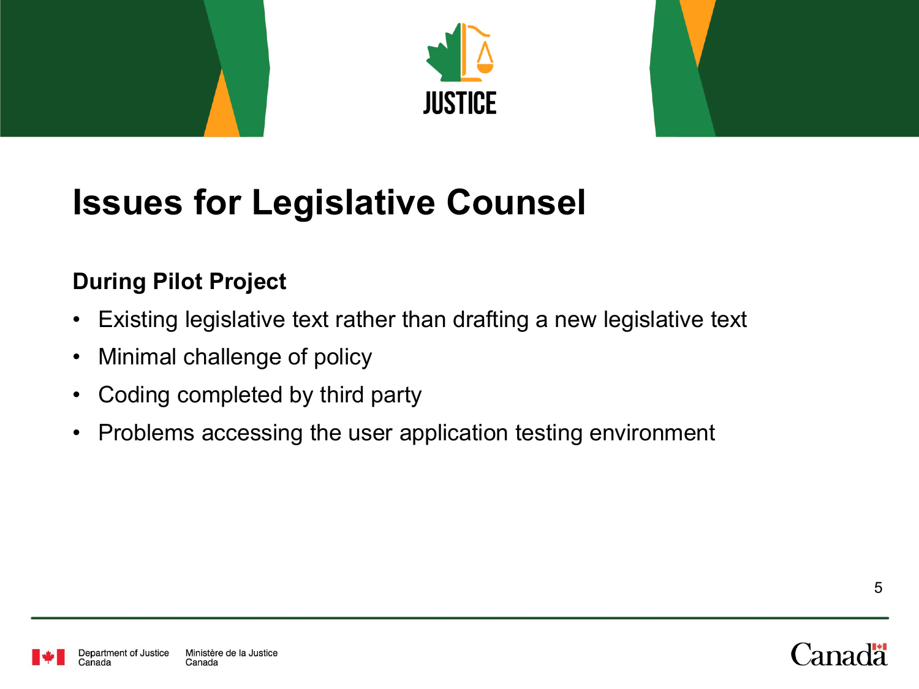# Issues for Legislative Counsel

**During Pilot Project**

- Existing legislative text rather than drafting a new legislative text
- Minimal challenge of policy
- Coding completed by third party
- Problems accessing the user application testing environment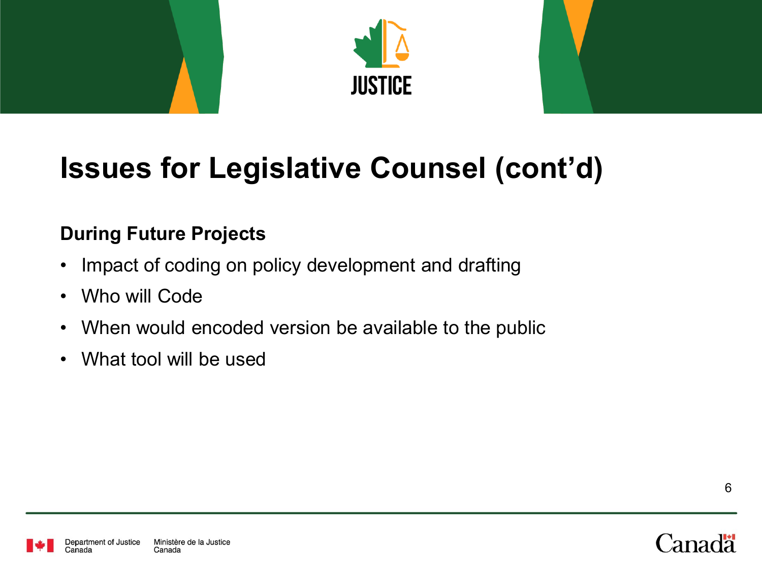# Issues for Legislative Counsel (cont'd)

**During Future Projects**

- Impact of coding on policy development and drafting
- Who will Code
- When would encoded version be available to the public
- What tool will be used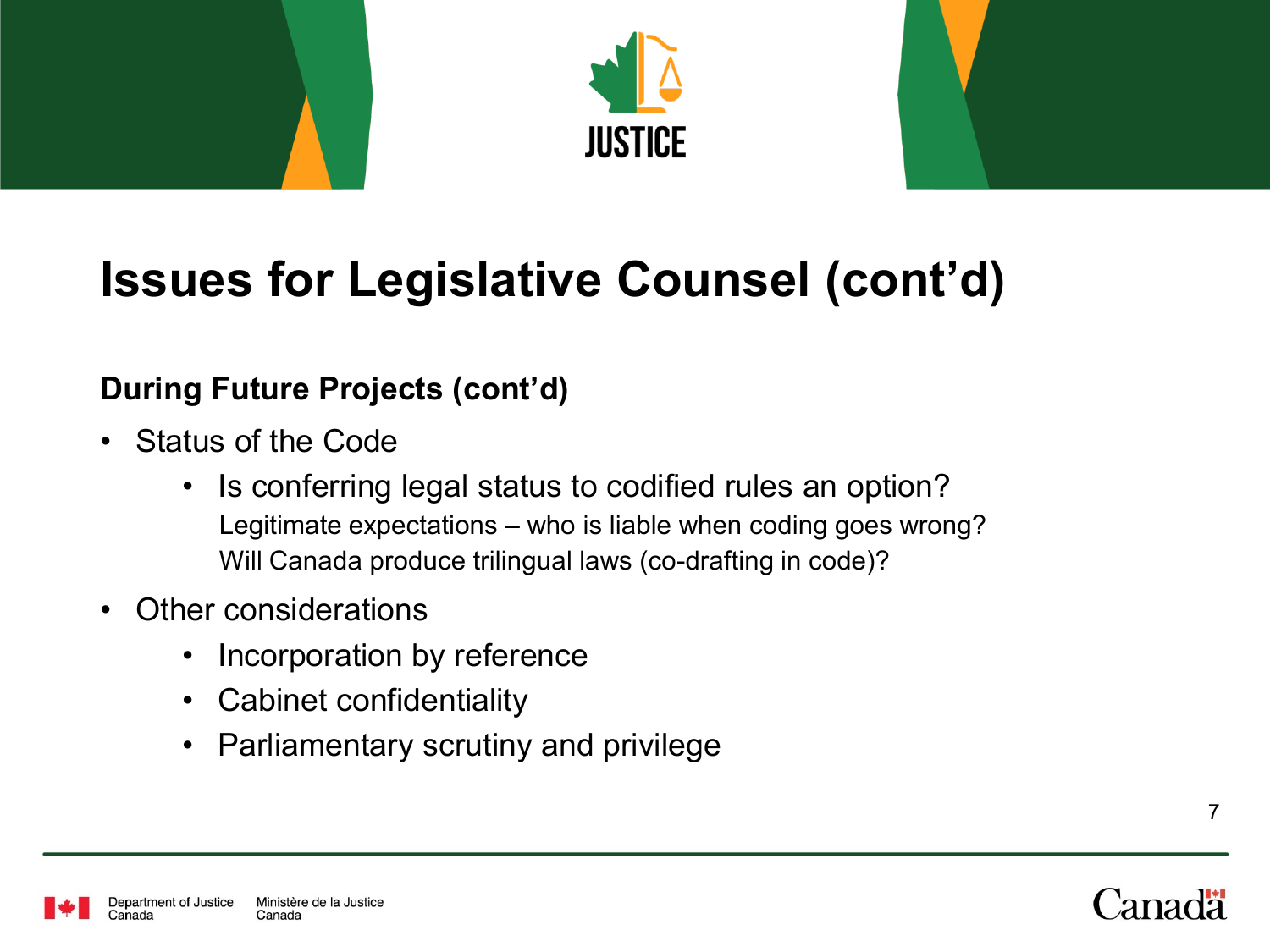# Issues for Legislative Counsel (cont'd)

**During Future Projects (cont'd)**

- Status of the Code
  - Is conferring legal status to codified rules an option?
    Legitimate expectations – who is liable when coding goes wrong?
    Will Canada produce trilingual laws (co-drafting in code)?
- Other considerations
  - Incorporation by reference
  - Cabinet confidentiality
  - Parliamentary scrutiny and privilege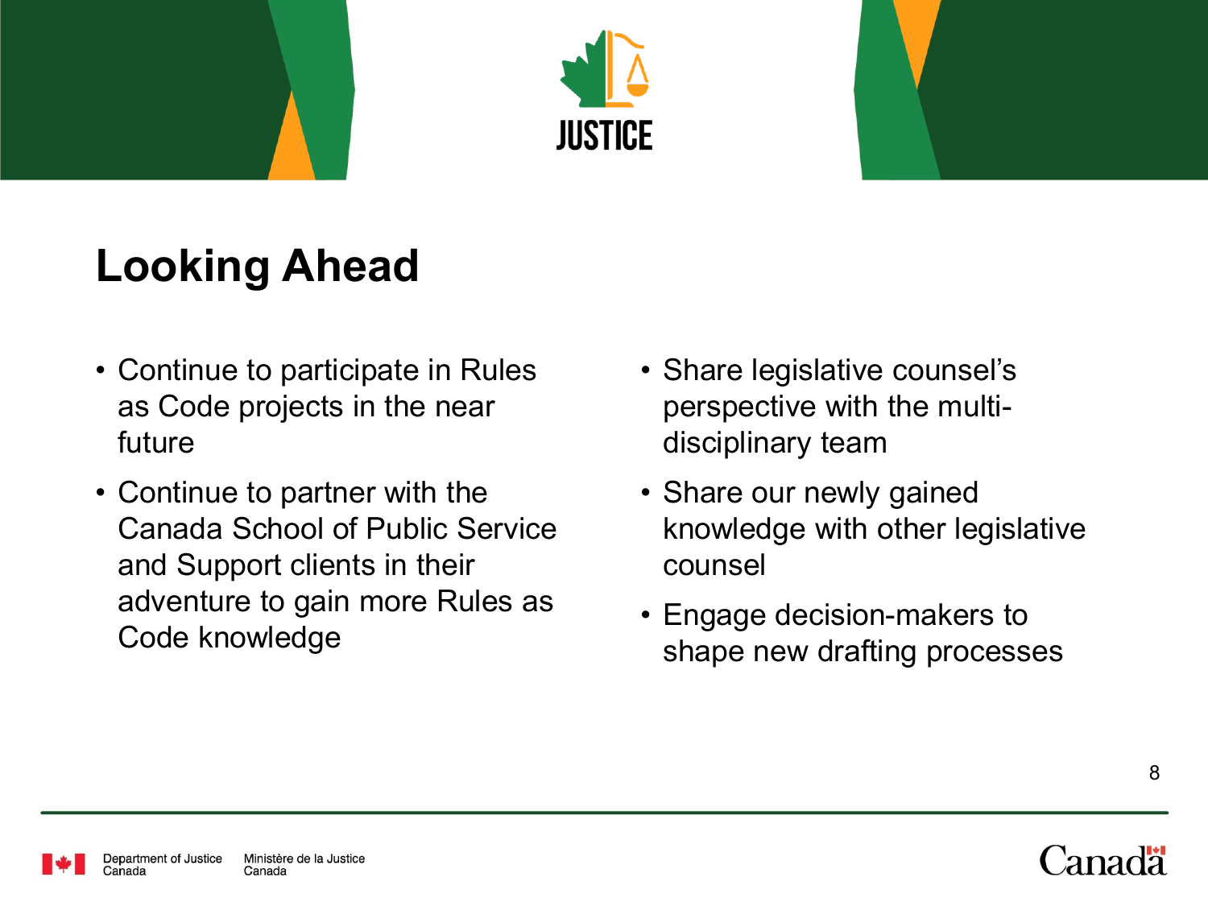## Looking Ahead

- Continue to participate in Rules as Code projects in the near future
- Continue to partner with the Canada School of Public Service and Support clients in their adventure to gain more Rules as Code knowledge
- Share legislative counsel's perspective with the multi-disciplinary team
- Share our newly gained knowledge with other legislative counsel
- Engage decision-makers to shape new drafting processes